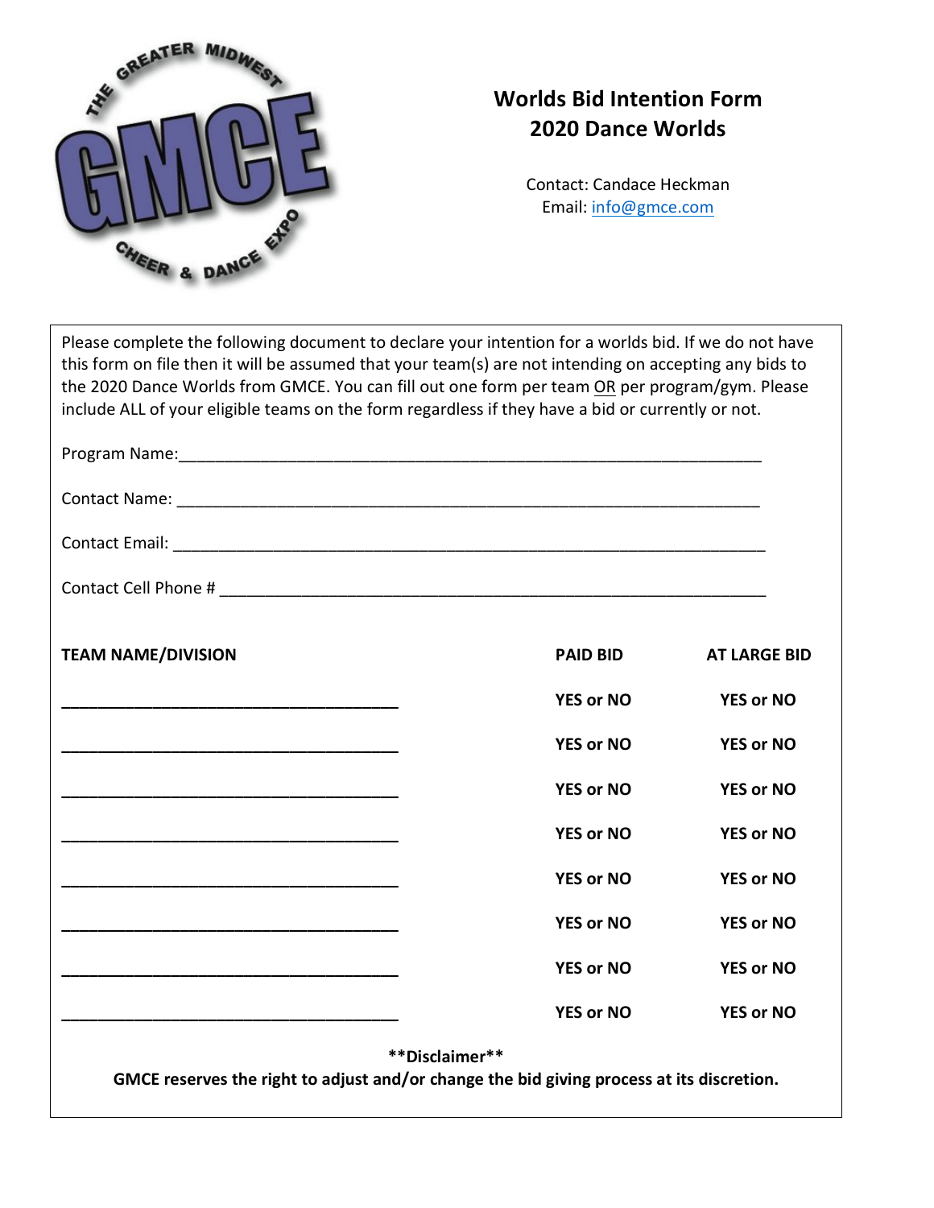# Worlds Bid Intention Form
## 2020 Dance Worlds

Contact: Candace Heckman
Email: info@gmce.com

Please complete the following document to declare your intention for a worlds bid. If we do not have this form on file then it will be assumed that your team(s) are not intending on accepting any bids to the 2020 Dance Worlds from GMCE. You can fill out one form per team OR per program/gym. Please include ALL of your eligible teams on the form regardless if they have a bid or currently or not.

Program Name:_______________________________________________________________

Contact Name: _______________________________________________________________

Contact Email: _______________________________________________________________

Contact Cell Phone # __________________________________________________________

| TEAM NAME/DIVISION | PAID BID | AT LARGE BID |
|---|---|---|
| _________________________________ | YES or NO | YES or NO |
| _________________________________ | YES or NO | YES or NO |
| _________________________________ | YES or NO | YES or NO |
| _________________________________ | YES or NO | YES or NO |
| _________________________________ | YES or NO | YES or NO |
| _________________________________ | YES or NO | YES or NO |
| _________________________________ | YES or NO | YES or NO |
| _________________________________ | YES or NO | YES or NO |

**\*\*Disclaimer\*\***

**GMCE reserves the right to adjust and/or change the bid giving process at its discretion.**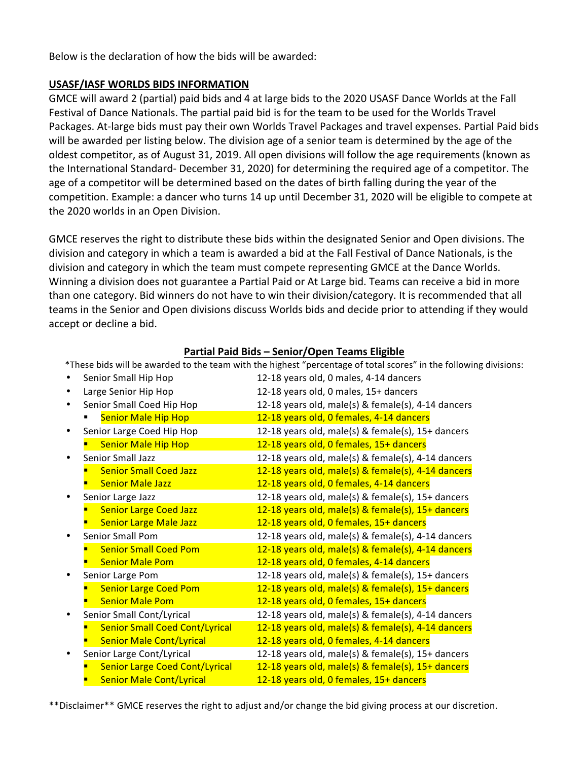Below is the declaration of how the bids will be awarded:

## USASF/IASF WORLDS BIDS INFORMATION

GMCE will award 2 (partial) paid bids and 4 at large bids to the 2020 USASF Dance Worlds at the Fall Festival of Dance Nationals. The partial paid bid is for the team to be used for the Worlds Travel Packages. At-large bids must pay their own Worlds Travel Packages and travel expenses. Partial Paid bids will be awarded per listing below. The division age of a senior team is determined by the age of the oldest competitor, as of August 31, 2019. All open divisions will follow the age requirements (known as the International Standard- December 31, 2020) for determining the required age of a competitor. The age of a competitor will be determined based on the dates of birth falling during the year of the competition. Example: a dancer who turns 14 up until December 31, 2020 will be eligible to compete at the 2020 worlds in an Open Division.

GMCE reserves the right to distribute these bids within the designated Senior and Open divisions. The division and category in which a team is awarded a bid at the Fall Festival of Dance Nationals, is the division and category in which the team must compete representing GMCE at the Dance Worlds. Winning a division does not guarantee a Partial Paid or At Large bid. Teams can receive a bid in more than one category. Bid winners do not have to win their division/category. It is recommended that all teams in the Senior and Open divisions discuss Worlds bids and decide prior to attending if they would accept or decline a bid.

### Partial Paid Bids – Senior/Open Teams Eligible

*These bids will be awarded to the team with the highest "percentage of total scores" in the following divisions:

- Senior Small Hip Hop — 12-18 years old, 0 males, 4-14 dancers
- Large Senior Hip Hop — 12-18 years old, 0 males, 15+ dancers
- Senior Small Coed Hip Hop — 12-18 years old, male(s) & female(s), 4-14 dancers
  - Senior Male Hip Hop — 12-18 years old, 0 females, 4-14 dancers
- Senior Large Coed Hip Hop — 12-18 years old, male(s) & female(s), 15+ dancers
  - Senior Male Hip Hop — 12-18 years old, 0 females, 15+ dancers
- Senior Small Jazz — 12-18 years old, male(s) & female(s), 4-14 dancers
  - Senior Small Coed Jazz — 12-18 years old, male(s) & female(s), 4-14 dancers
  - Senior Male Jazz — 12-18 years old, 0 females, 4-14 dancers
- Senior Large Jazz — 12-18 years old, male(s) & female(s), 15+ dancers
  - Senior Large Coed Jazz — 12-18 years old, male(s) & female(s), 15+ dancers
  - Senior Large Male Jazz — 12-18 years old, 0 females, 15+ dancers
- Senior Small Pom — 12-18 years old, male(s) & female(s), 4-14 dancers
  - Senior Small Coed Pom — 12-18 years old, male(s) & female(s), 4-14 dancers
  - Senior Male Pom — 12-18 years old, 0 females, 4-14 dancers
- Senior Large Pom — 12-18 years old, male(s) & female(s), 15+ dancers
  - Senior Large Coed Pom — 12-18 years old, male(s) & female(s), 15+ dancers
  - Senior Male Pom — 12-18 years old, 0 females, 15+ dancers
- Senior Small Cont/Lyrical — 12-18 years old, male(s) & female(s), 4-14 dancers
  - Senior Small Coed Cont/Lyrical — 12-18 years old, male(s) & female(s), 4-14 dancers
  - Senior Male Cont/Lyrical — 12-18 years old, 0 females, 4-14 dancers
- Senior Large Cont/Lyrical — 12-18 years old, male(s) & female(s), 15+ dancers
  - Senior Large Coed Cont/Lyrical — 12-18 years old, male(s) & female(s), 15+ dancers
  - Senior Male Cont/Lyrical — 12-18 years old, 0 females, 15+ dancers

**Disclaimer** GMCE reserves the right to adjust and/or change the bid giving process at our discretion.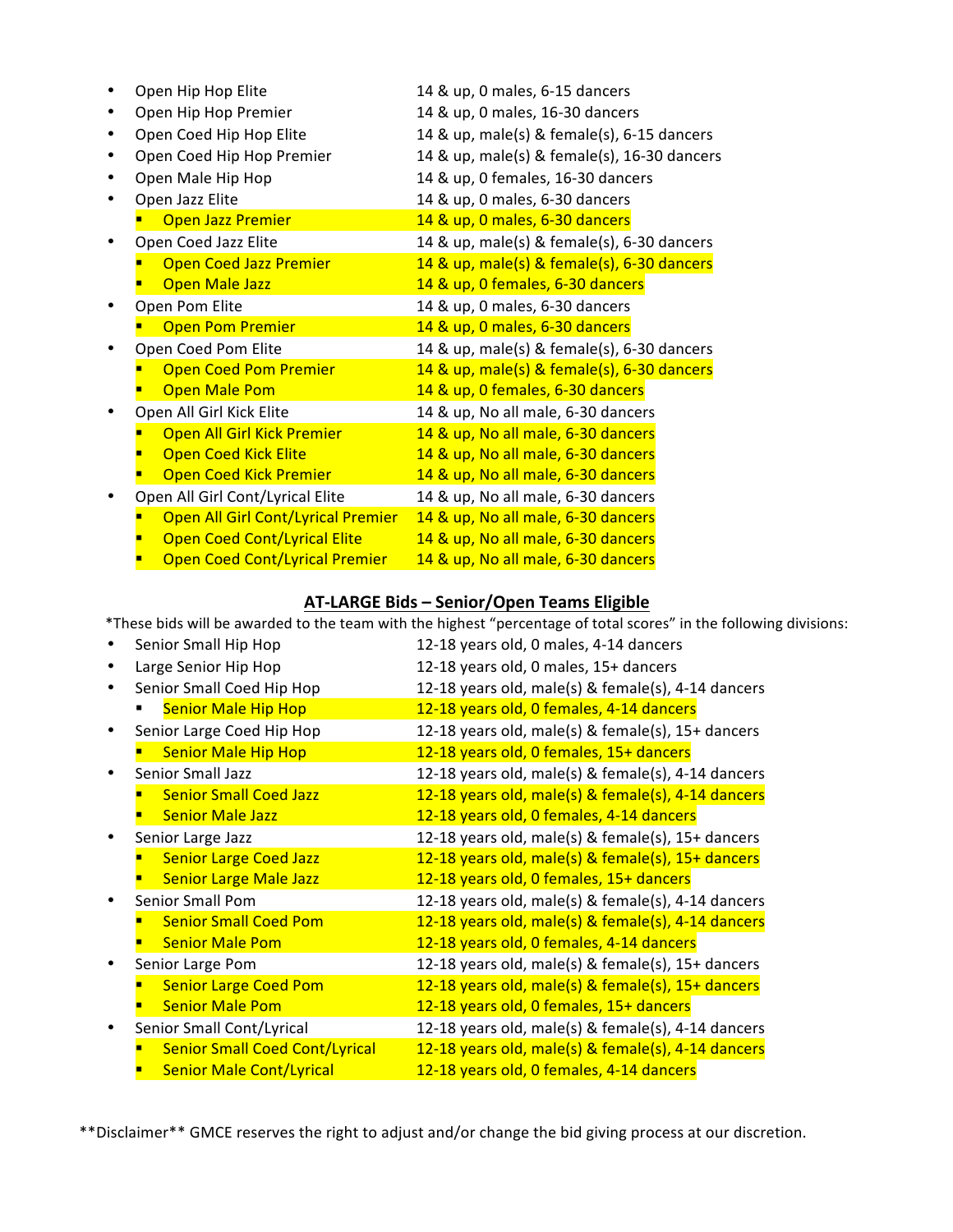- Open Hip Hop Elite — 14 & up, 0 males, 6-15 dancers
- Open Hip Hop Premier — 14 & up, 0 males, 16-30 dancers
- Open Coed Hip Hop Elite — 14 & up, male(s) & female(s), 6-15 dancers
- Open Coed Hip Hop Premier — 14 & up, male(s) & female(s), 16-30 dancers
- Open Male Hip Hop — 14 & up, 0 females, 16-30 dancers
- Open Jazz Elite — 14 & up, 0 males, 6-30 dancers
    - Open Jazz Premier — 14 & up, 0 males, 6-30 dancers
- Open Coed Jazz Elite — 14 & up, male(s) & female(s), 6-30 dancers
    - Open Coed Jazz Premier — 14 & up, male(s) & female(s), 6-30 dancers
    - Open Male Jazz — 14 & up, 0 females, 6-30 dancers
- Open Pom Elite — 14 & up, 0 males, 6-30 dancers
    - Open Pom Premier — 14 & up, 0 males, 6-30 dancers
- Open Coed Pom Elite — 14 & up, male(s) & female(s), 6-30 dancers
    - Open Coed Pom Premier — 14 & up, male(s) & female(s), 6-30 dancers
    - Open Male Pom — 14 & up, 0 females, 6-30 dancers
- Open All Girl Kick Elite — 14 & up, No all male, 6-30 dancers
    - Open All Girl Kick Premier — 14 & up, No all male, 6-30 dancers
    - Open Coed Kick Elite — 14 & up, No all male, 6-30 dancers
    - Open Coed Kick Premier — 14 & up, No all male, 6-30 dancers
- Open All Girl Cont/Lyrical Elite — 14 & up, No all male, 6-30 dancers
    - Open All Girl Cont/Lyrical Premier — 14 & up, No all male, 6-30 dancers
    - Open Coed Cont/Lyrical Elite — 14 & up, No all male, 6-30 dancers
    - Open Coed Cont/Lyrical Premier — 14 & up, No all male, 6-30 dancers

## AT-LARGE Bids – Senior/Open Teams Eligible

*These bids will be awarded to the team with the highest "percentage of total scores" in the following divisions:

- Senior Small Hip Hop — 12-18 years old, 0 males, 4-14 dancers
- Large Senior Hip Hop — 12-18 years old, 0 males, 15+ dancers
- Senior Small Coed Hip Hop — 12-18 years old, male(s) & female(s), 4-14 dancers
    - Senior Male Hip Hop — 12-18 years old, 0 females, 4-14 dancers
- Senior Large Coed Hip Hop — 12-18 years old, male(s) & female(s), 15+ dancers
    - Senior Male Hip Hop — 12-18 years old, 0 females, 15+ dancers
- Senior Small Jazz — 12-18 years old, male(s) & female(s), 4-14 dancers
    - Senior Small Coed Jazz — 12-18 years old, male(s) & female(s), 4-14 dancers
    - Senior Male Jazz — 12-18 years old, 0 females, 4-14 dancers
- Senior Large Jazz — 12-18 years old, male(s) & female(s), 15+ dancers
    - Senior Large Coed Jazz — 12-18 years old, male(s) & female(s), 15+ dancers
    - Senior Large Male Jazz — 12-18 years old, 0 females, 15+ dancers
- Senior Small Pom — 12-18 years old, male(s) & female(s), 4-14 dancers
    - Senior Small Coed Pom — 12-18 years old, male(s) & female(s), 4-14 dancers
    - Senior Male Pom — 12-18 years old, 0 females, 4-14 dancers
- Senior Large Pom — 12-18 years old, male(s) & female(s), 15+ dancers
    - Senior Large Coed Pom — 12-18 years old, male(s) & female(s), 15+ dancers
    - Senior Male Pom — 12-18 years old, 0 females, 15+ dancers
- Senior Small Cont/Lyrical — 12-18 years old, male(s) & female(s), 4-14 dancers
    - Senior Small Coed Cont/Lyrical — 12-18 years old, male(s) & female(s), 4-14 dancers
    - Senior Male Cont/Lyrical — 12-18 years old, 0 females, 4-14 dancers

**Disclaimer** GMCE reserves the right to adjust and/or change the bid giving process at our discretion.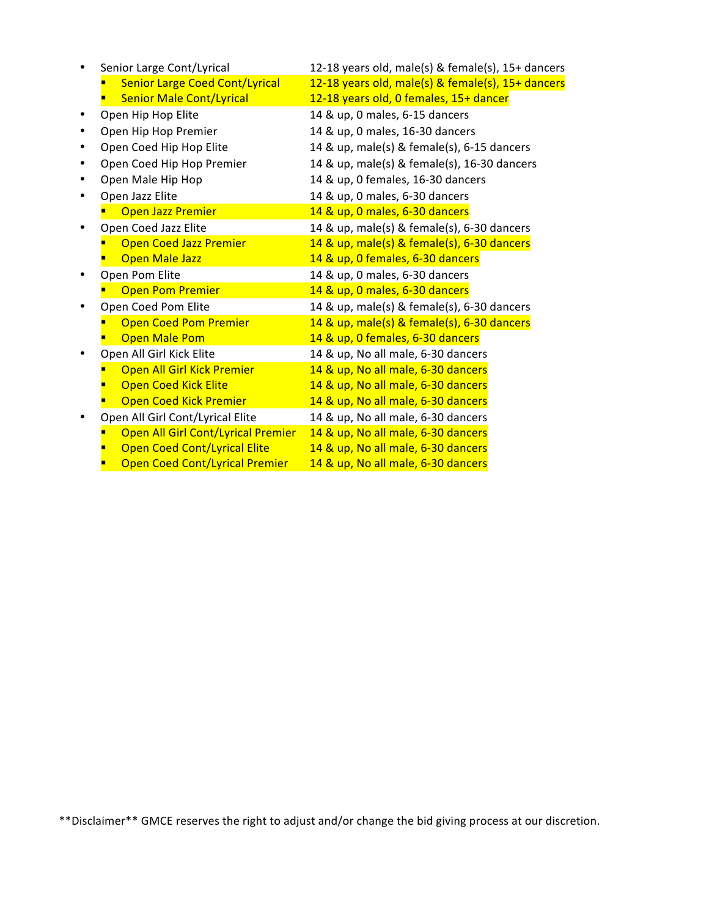- Senior Large Cont/Lyrical — 12-18 years old, male(s) & female(s), 15+ dancers
  - Senior Large Coed Cont/Lyrical — 12-18 years old, male(s) & female(s), 15+ dancers
  - Senior Male Cont/Lyrical — 12-18 years old, 0 females, 15+ dancer
- Open Hip Hop Elite — 14 & up, 0 males, 6-15 dancers
- Open Hip Hop Premier — 14 & up, 0 males, 16-30 dancers
- Open Coed Hip Hop Elite — 14 & up, male(s) & female(s), 6-15 dancers
- Open Coed Hip Hop Premier — 14 & up, male(s) & female(s), 16-30 dancers
- Open Male Hip Hop — 14 & up, 0 females, 16-30 dancers
- Open Jazz Elite — 14 & up, 0 males, 6-30 dancers
  - Open Jazz Premier — 14 & up, 0 males, 6-30 dancers
- Open Coed Jazz Elite — 14 & up, male(s) & female(s), 6-30 dancers
  - Open Coed Jazz Premier — 14 & up, male(s) & female(s), 6-30 dancers
  - Open Male Jazz — 14 & up, 0 females, 6-30 dancers
- Open Pom Elite — 14 & up, 0 males, 6-30 dancers
  - Open Pom Premier — 14 & up, 0 males, 6-30 dancers
- Open Coed Pom Elite — 14 & up, male(s) & female(s), 6-30 dancers
  - Open Coed Pom Premier — 14 & up, male(s) & female(s), 6-30 dancers
  - Open Male Pom — 14 & up, 0 females, 6-30 dancers
- Open All Girl Kick Elite — 14 & up, No all male, 6-30 dancers
  - Open All Girl Kick Premier — 14 & up, No all male, 6-30 dancers
  - Open Coed Kick Elite — 14 & up, No all male, 6-30 dancers
  - Open Coed Kick Premier — 14 & up, No all male, 6-30 dancers
- Open All Girl Cont/Lyrical Elite — 14 & up, No all male, 6-30 dancers
  - Open All Girl Cont/Lyrical Premier — 14 & up, No all male, 6-30 dancers
  - Open Coed Cont/Lyrical Elite — 14 & up, No all male, 6-30 dancers
  - Open Coed Cont/Lyrical Premier — 14 & up, No all male, 6-30 dancers

**Disclaimer** GMCE reserves the right to adjust and/or change the bid giving process at our discretion.